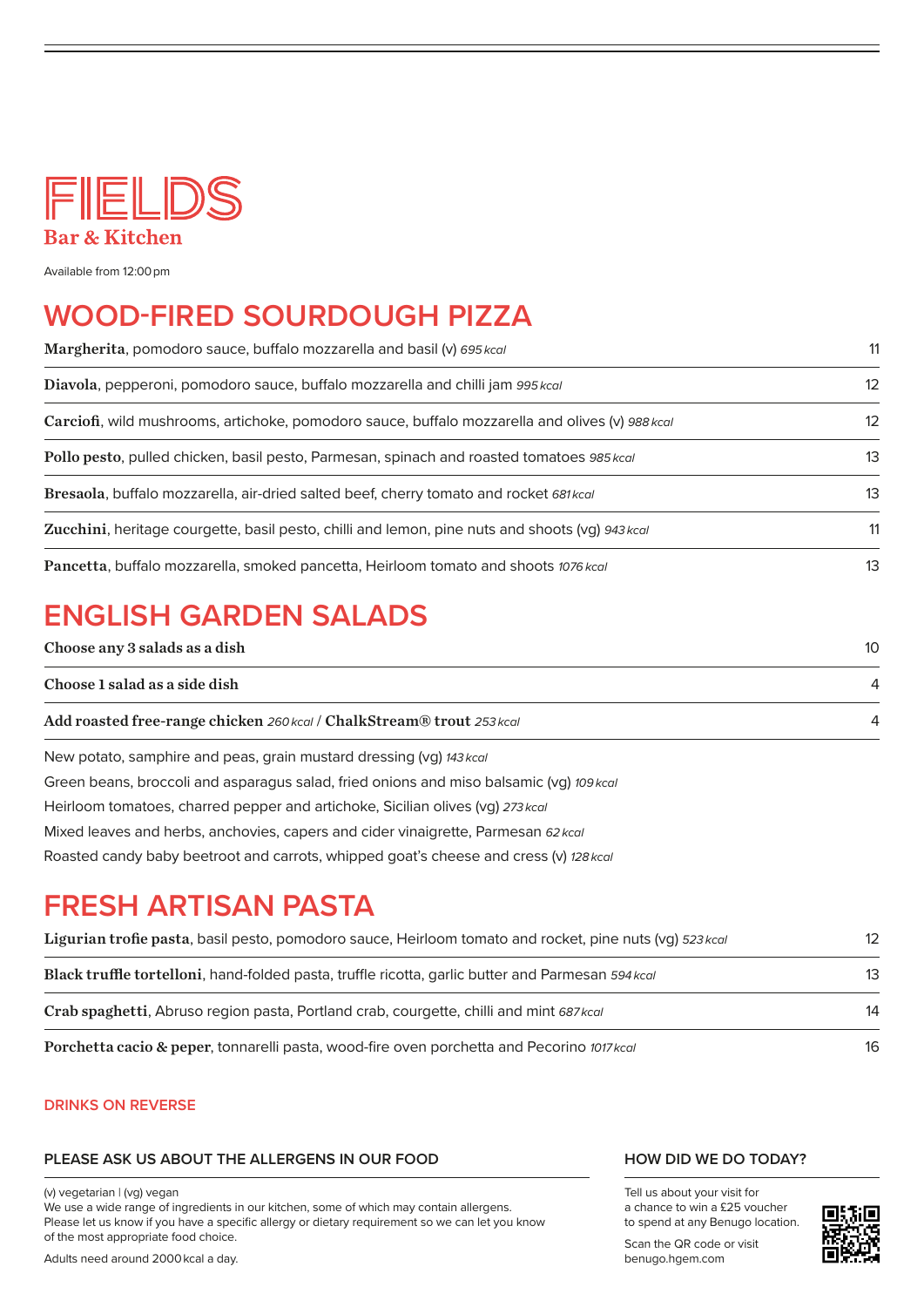# FIELDS

**Bar & Kitchen**

Available from 12:00 pm

## WOOD-FIRED SOURDOUGH PIZZA

| | |
|---|---|
| **Margherita**, pomodoro sauce, buffalo mozzarella and basil (v) *695 kcal* | 11 |
| **Diavola**, pepperoni, pomodoro sauce, buffalo mozzarella and chilli jam *995 kcal* | 12 |
| **Carciofi**, wild mushrooms, artichoke, pomodoro sauce, buffalo mozzarella and olives (v) *988 kcal* | 12 |
| **Pollo pesto**, pulled chicken, basil pesto, Parmesan, spinach and roasted tomatoes *985 kcal* | 13 |
| **Bresaola**, buffalo mozzarella, air-dried salted beef, cherry tomato and rocket *681 kcal* | 13 |
| **Zucchini**, heritage courgette, basil pesto, chilli and lemon, pine nuts and shoots (vg) *943 kcal* | 11 |
| **Pancetta**, buffalo mozzarella, smoked pancetta, Heirloom tomato and shoots *1076 kcal* | 13 |

## ENGLISH GARDEN SALADS

| | |
|---|---|
| **Choose any 3 salads as a dish** | 10 |
| **Choose 1 salad as a side dish** | 4 |
| **Add roasted free-range chicken** *260 kcal* / **ChalkStream® trout** *253 kcal* | 4 |

New potato, samphire and peas, grain mustard dressing (vg) *143 kcal*

Green beans, broccoli and asparagus salad, fried onions and miso balsamic (vg) *109 kcal*

Heirloom tomatoes, charred pepper and artichoke, Sicilian olives (vg) *273 kcal*

Mixed leaves and herbs, anchovies, capers and cider vinaigrette, Parmesan *62 kcal*

Roasted candy baby beetroot and carrots, whipped goat's cheese and cress (v) *128 kcal*

## FRESH ARTISAN PASTA

| | |
|---|---|
| **Ligurian trofie pasta**, basil pesto, pomodoro sauce, Heirloom tomato and rocket, pine nuts (vg) *523 kcal* | 12 |
| **Black truffle tortelloni**, hand-folded pasta, truffle ricotta, garlic butter and Parmesan *594 kcal* | 13 |
| **Crab spaghetti**, Abruso region pasta, Portland crab, courgette, chilli and mint *687 kcal* | 14 |
| **Porchetta cacio & peper**, tonnarelli pasta, wood-fire oven porchetta and Pecorino *1017 kcal* | 16 |

**DRINKS ON REVERSE**

### PLEASE ASK US ABOUT THE ALLERGENS IN OUR FOOD

(v) vegetarian | (vg) vegan
We use a wide range of ingredients in our kitchen, some of which may contain allergens. Please let us know if you have a specific allergy or dietary requirement so we can let you know of the most appropriate food choice.

Adults need around 2000 kcal a day.

### HOW DID WE DO TODAY?

Tell us about your visit for a chance to win a £25 voucher to spend at any Benugo location.

Scan the QR code or visit benugo.hgem.com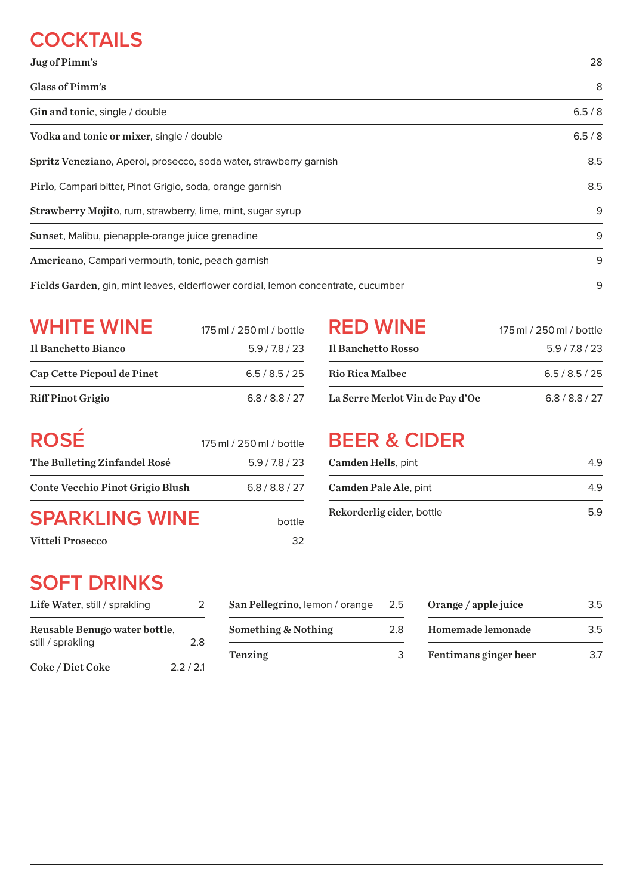# COCKTAILS

| | |
|---|---|
| **Jug of Pimm's** | 28 |
| **Glass of Pimm's** | 8 |
| **Gin and tonic**, single / double | 6.5 / 8 |
| **Vodka and tonic or mixer**, single / double | 6.5 / 8 |
| **Spritz Veneziano**, Aperol, prosecco, soda water, strawberry garnish | 8.5 |
| **Pirlo**, Campari bitter, Pinot Grigio, soda, orange garnish | 8.5 |
| **Strawberry Mojito**, rum, strawberry, lime, mint, sugar syrup | 9 |
| **Sunset**, Malibu, pienapple-orange juice grenadine | 9 |
| **Americano**, Campari vermouth, tonic, peach garnish | 9 |
| **Fields Garden**, gin, mint leaves, elderflower cordial, lemon concentrate, cucumber | 9 |

# WHITE WINE

| | 175 ml / 250 ml / bottle |
|---|---|
| **Il Banchetto Bianco** | 5.9 / 7.8 / 23 |
| **Cap Cette Picpoul de Pinet** | 6.5 / 8.5 / 25 |
| **Riff Pinot Grigio** | 6.8 / 8.8 / 27 |

# RED WINE

| | 175 ml / 250 ml / bottle |
|---|---|
| **Il Banchetto Rosso** | 5.9 / 7.8 / 23 |
| **Rio Rica Malbec** | 6.5 / 8.5 / 25 |
| **La Serre Merlot Vin de Pay d'Oc** | 6.8 / 8.8 / 27 |

# ROSÉ

| | 175 ml / 250 ml / bottle |
|---|---|
| **The Bulleting Zinfandel Rosé** | 5.9 / 7.8 / 23 |
| **Conte Vecchio Pinot Grigio Blush** | 6.8 / 8.8 / 27 |

# SPARKLING WINE

| | bottle |
|---|---|
| **Vitteli Prosecco** | 32 |

# BEER & CIDER

| | |
|---|---|
| **Camden Hells**, pint | 4.9 |
| **Camden Pale Ale**, pint | 4.9 |
| **Rekorderlig cider**, bottle | 5.9 |

# SOFT DRINKS

| | |
|---|---|
| **Life Water**, still / sprakling | 2 |
| **Reusable Benugo water bottle**, still / sprakling | 2.8 |
| **Coke / Diet Coke** | 2.2 / 2.1 |
| **San Pellegrino**, lemon / orange | 2.5 |
| **Something & Nothing** | 2.8 |
| **Tenzing** | 3 |
| **Orange / apple juice** | 3.5 |
| **Homemade lemonade** | 3.5 |
| **Fentimans ginger beer** | 3.7 |